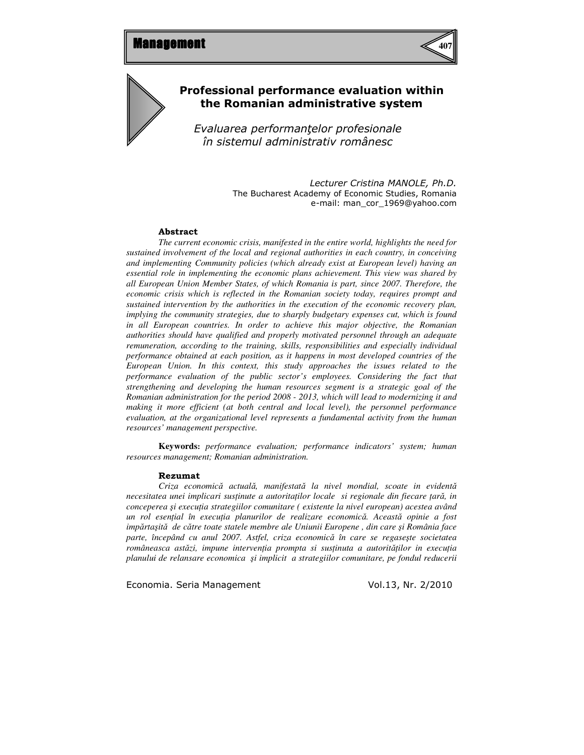# Professional performance evaluation within the Romanian administrative system

## *Evaluarea performanţelor profesionale în sistemul administrativ românesc*

*Lecturer Cristina MANOLE, Ph.D.*
The Bucharest Academy of Economic Studies, Romania
e-mail: man_cor_1969@yahoo.com

**Abstract**

*The current economic crisis, manifested in the entire world, highlights the need for sustained involvement of the local and regional authorities in each country, in conceiving and implementing Community policies (which already exist at European level) having an essential role in implementing the economic plans achievement. This view was shared by all European Union Member States, of which Romania is part, since 2007. Therefore, the economic crisis which is reflected in the Romanian society today, requires prompt and sustained intervention by the authorities in the execution of the economic recovery plan, implying the community strategies, due to sharply budgetary expenses cut, which is found in all European countries. In order to achieve this major objective, the Romanian authorities should have qualified and properly motivated personnel through an adequate remuneration, according to the training, skills, responsibilities and especially individual performance obtained at each position, as it happens in most developed countries of the European Union. In this context, this study approaches the issues related to the performance evaluation of the public sector's employees. Considering the fact that strengthening and developing the human resources segment is a strategic goal of the Romanian administration for the period 2008 - 2013, which will lead to modernizing it and making it more efficient (at both central and local level), the personnel performance evaluation, at the organizational level represents a fundamental activity from the human resources' management perspective.*

**Keywords:** *performance evaluation; performance indicators' system; human resources management; Romanian administration.*

**Rezumat**

*Criza economică actuală, manifestată la nivel mondial, scoate in evidentă necesitatea unei implicari susținute a autoritaților locale si regionale din fiecare țară, in conceperea şi execuția strategiilor comunitare ( existente la nivel european) acestea având un rol esențial în execuția planurilor de realizare economică. Această opinie a fost impărtaşită de către toate statele membre ale Uniunii Europene , din care şi România face parte, începând cu anul 2007. Astfel, criza economică în care se regaseşte societatea româneasca astăzi, impune intervenția prompta si susținuta a autorităților in execuția planului de relansare economica şi implicit a strategiilor comunitare, pe fondul reducerii*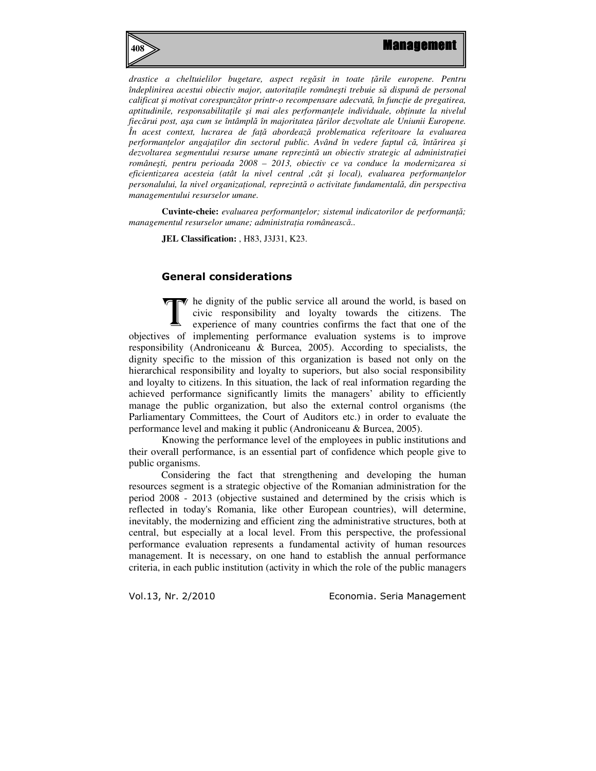*drastice a cheltuielilor bugetare, aspect regăsit in toate ţările europene. Pentru îndeplinirea acestui obiectiv major, autorităţile româneşti trebuie să dispună de personal calificat şi motivat corespunzător printr-o recompensare adecvată, în funcţie de pregatirea, aptitudinile, responsabilităţile şi mai ales performanţele individuale, obţinute la nivelul fiecărui post, aşa cum se întâmplă în majoritatea ţărilor dezvoltate ale Uniunii Europene. În acest context, lucrarea de faţă abordează problematica referitoare la evaluarea performanţelor angajaţilor din sectorul public. Având în vedere faptul că, întărirea şi dezvoltarea segmentului resurse umane reprezintă un obiectiv strategic al administraţiei româneşti, pentru perioada 2008 – 2013, obiectiv ce va conduce la modernizarea si eficientizarea acesteia (atât la nivel central ,cât şi local), evaluarea performanţelor personalului, la nivel organizaţional, reprezintă o activitate fundamentală, din perspectiva managementului resurselor umane.*

**Cuvinte-cheie:** *evaluarea performanţelor; sistemul indicatorilor de performanţă; managementul resurselor umane; administraţia românească..*

**JEL Classification:** , H83, J3J31, K23.

## General considerations

The dignity of the public service all around the world, is based on civic responsibility and loyalty towards the citizens. The experience of many countries confirms the fact that one of the objectives of implementing performance evaluation systems is to improve responsibility (Androniceanu & Burcea, 2005). According to specialists, the dignity specific to the mission of this organization is based not only on the hierarchical responsibility and loyalty to superiors, but also social responsibility and loyalty to citizens. In this situation, the lack of real information regarding the achieved performance significantly limits the managers' ability to efficiently manage the public organization, but also the external control organisms (the Parliamentary Committees, the Court of Auditors etc.) in order to evaluate the performance level and making it public (Androniceanu & Burcea, 2005).

Knowing the performance level of the employees in public institutions and their overall performance, is an essential part of confidence which people give to public organisms.

Considering the fact that strengthening and developing the human resources segment is a strategic objective of the Romanian administration for the period 2008 - 2013 (objective sustained and determined by the crisis which is reflected in today's Romania, like other European countries), will determine, inevitably, the modernizing and efficient zing the administrative structures, both at central, but especially at a local level. From this perspective, the professional performance evaluation represents a fundamental activity of human resources management. It is necessary, on one hand to establish the annual performance criteria, in each public institution (activity in which the role of the public managers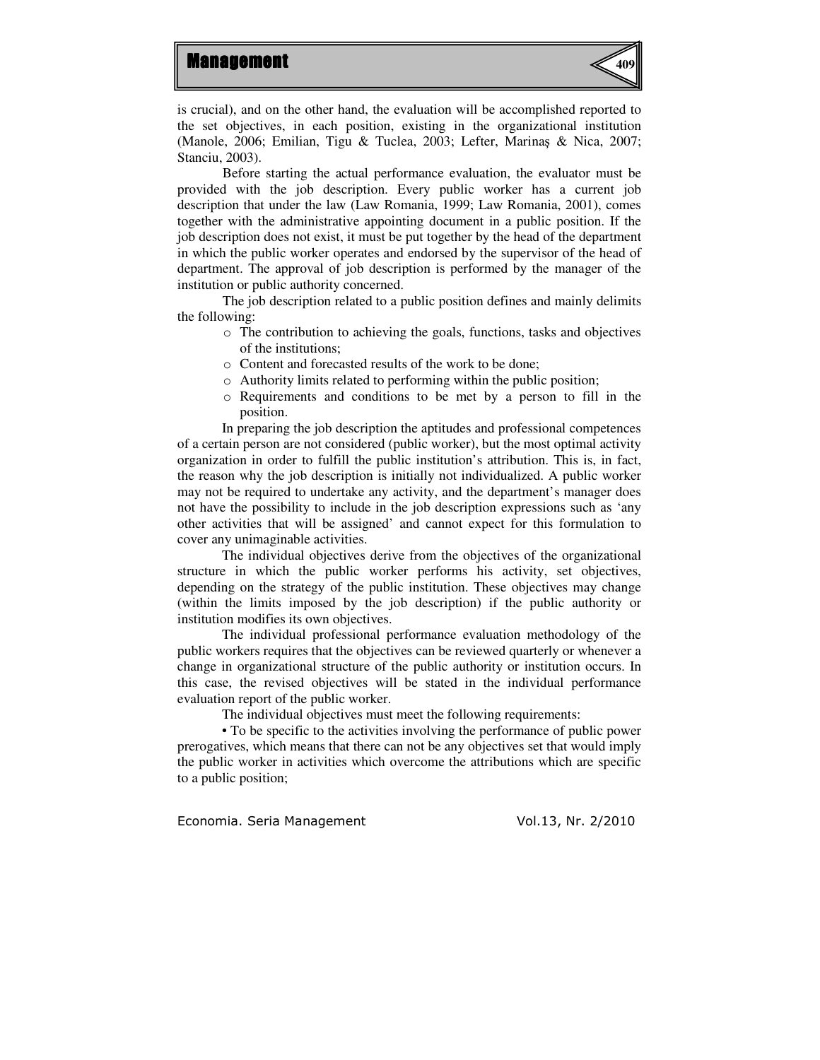is crucial), and on the other hand, the evaluation will be accomplished reported to the set objectives, in each position, existing in the organizational institution (Manole, 2006; Emilian, Tigu & Tuclea, 2003; Lefter, Marinaş & Nica, 2007; Stanciu, 2003).

Before starting the actual performance evaluation, the evaluator must be provided with the job description. Every public worker has a current job description that under the law (Law Romania, 1999; Law Romania, 2001), comes together with the administrative appointing document in a public position. If the job description does not exist, it must be put together by the head of the department in which the public worker operates and endorsed by the supervisor of the head of department. The approval of job description is performed by the manager of the institution or public authority concerned.

The job description related to a public position defines and mainly delimits the following:

- The contribution to achieving the goals, functions, tasks and objectives of the institutions;
- Content and forecasted results of the work to be done;
- Authority limits related to performing within the public position;
- Requirements and conditions to be met by a person to fill in the position.

In preparing the job description the aptitudes and professional competences of a certain person are not considered (public worker), but the most optimal activity organization in order to fulfill the public institution's attribution. This is, in fact, the reason why the job description is initially not individualized. A public worker may not be required to undertake any activity, and the department's manager does not have the possibility to include in the job description expressions such as 'any other activities that will be assigned' and cannot expect for this formulation to cover any unimaginable activities.

The individual objectives derive from the objectives of the organizational structure in which the public worker performs his activity, set objectives, depending on the strategy of the public institution. These objectives may change (within the limits imposed by the job description) if the public authority or institution modifies its own objectives.

The individual professional performance evaluation methodology of the public workers requires that the objectives can be reviewed quarterly or whenever a change in organizational structure of the public authority or institution occurs. In this case, the revised objectives will be stated in the individual performance evaluation report of the public worker.

The individual objectives must meet the following requirements:

• To be specific to the activities involving the performance of public power prerogatives, which means that there can not be any objectives set that would imply the public worker in activities which overcome the attributions which are specific to a public position;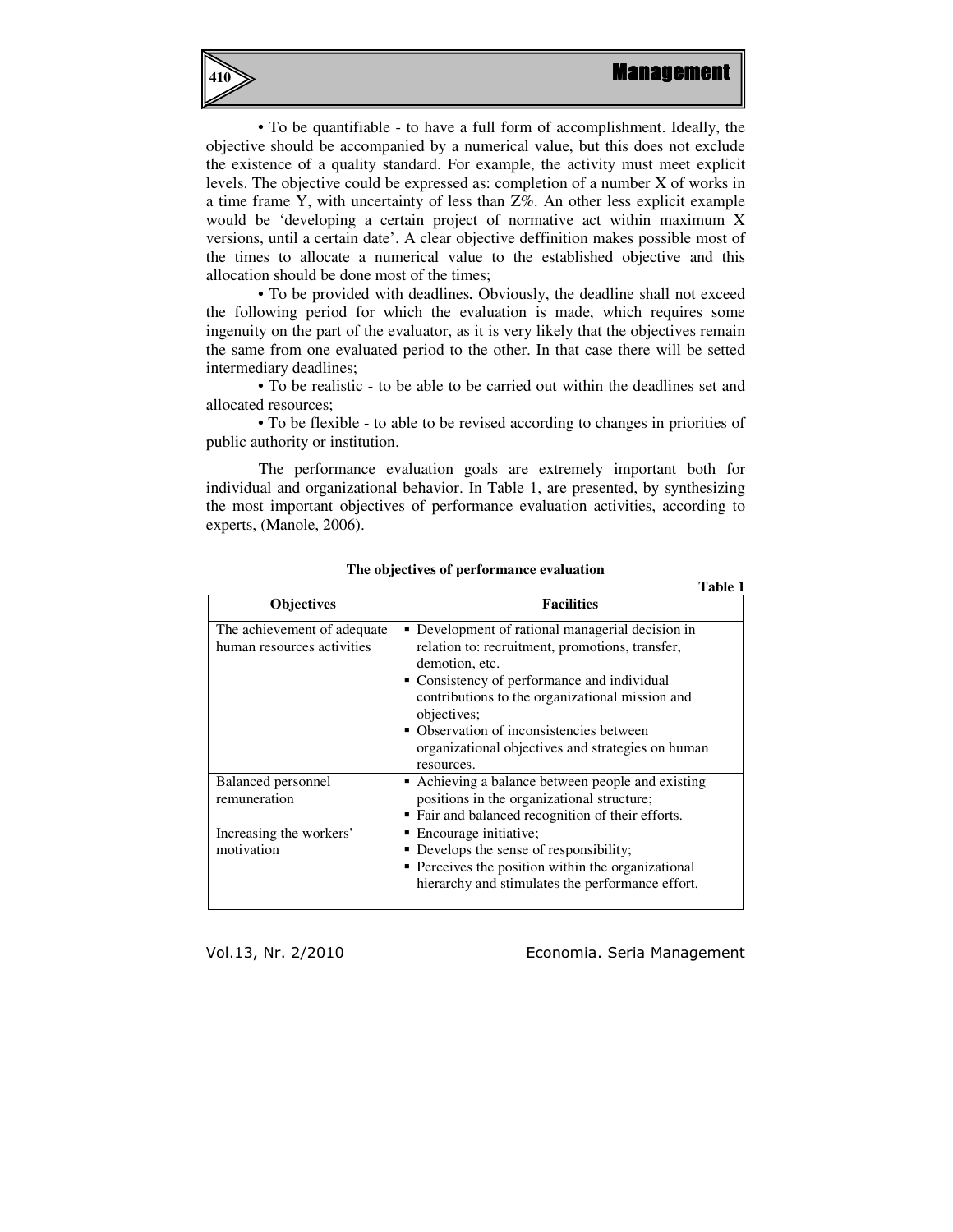• To be quantifiable - to have a full form of accomplishment. Ideally, the objective should be accompanied by a numerical value, but this does not exclude the existence of a quality standard. For example, the activity must meet explicit levels. The objective could be expressed as: completion of a number X of works in a time frame Y, with uncertainty of less than Z%. An other less explicit example would be 'developing a certain project of normative act within maximum X versions, until a certain date'. A clear objective deffinition makes possible most of the times to allocate a numerical value to the established objective and this allocation should be done most of the times;

• To be provided with deadlines**.** Obviously, the deadline shall not exceed the following period for which the evaluation is made, which requires some ingenuity on the part of the evaluator, as it is very likely that the objectives remain the same from one evaluated period to the other. In that case there will be setted intermediary deadlines;

• To be realistic - to be able to be carried out within the deadlines set and allocated resources;

• To be flexible - to able to be revised according to changes in priorities of public authority or institution.

The performance evaluation goals are extremely important both for individual and organizational behavior. In Table 1, are presented, by synthesizing the most important objectives of performance evaluation activities, according to experts, (Manole, 2006).

**The objectives of performance evaluation**

**Table 1**

| Objectives | Facilities |
|---|---|
| The achievement of adequate human resources activities | ▪ Development of rational managerial decision in relation to: recruitment, promotions, transfer, demotion, etc.<br>▪ Consistency of performance and individual contributions to the organizational mission and objectives;<br>▪ Observation of inconsistencies between organizational objectives and strategies on human resources. |
| Balanced personnel remuneration | ▪ Achieving a balance between people and existing positions in the organizational structure;<br>▪ Fair and balanced recognition of their efforts. |
| Increasing the workers' motivation | ▪ Encourage initiative;<br>▪ Develops the sense of responsibility;<br>▪ Perceives the position within the organizational hierarchy and stimulates the performance effort. |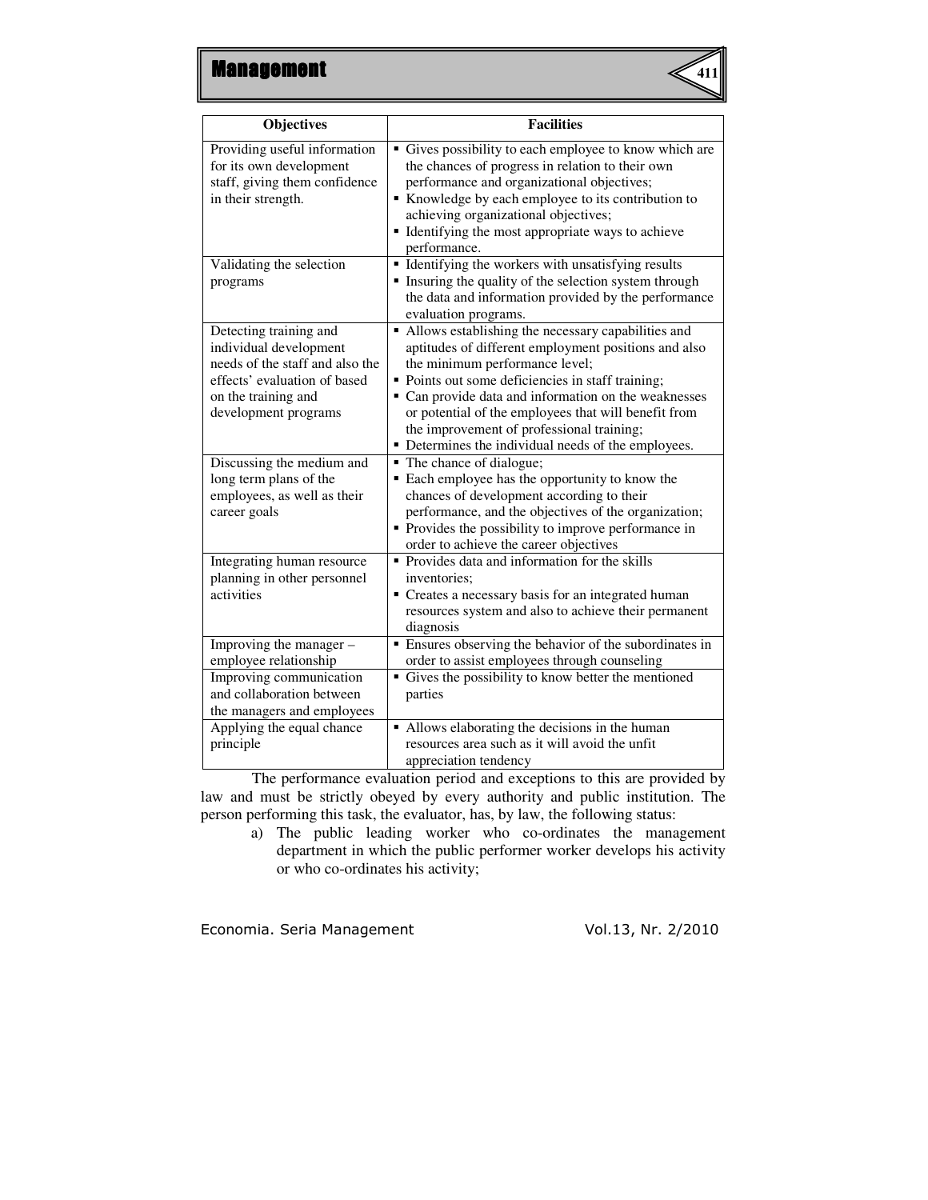| Objectives | Facilities |
|---|---|
| Providing useful information for its own development staff, giving them confidence in their strength. | ▪ Gives possibility to each employee to know which are the chances of progress in relation to their own performance and organizational objectives;<br>▪ Knowledge by each employee to its contribution to achieving organizational objectives;<br>▪ Identifying the most appropriate ways to achieve performance. |
| Validating the selection programs | ▪ Identifying the workers with unsatisfying results<br>▪ Insuring the quality of the selection system through the data and information provided by the performance evaluation programs. |
| Detecting training and individual development needs of the staff and also the effects' evaluation of based on the training and development programs | ▪ Allows establishing the necessary capabilities and aptitudes of different employment positions and also the minimum performance level;<br>▪ Points out some deficiencies in staff training;<br>▪ Can provide data and information on the weaknesses or potential of the employees that will benefit from the improvement of professional training;<br>▪ Determines the individual needs of the employees. |
| Discussing the medium and long term plans of the employees, as well as their career goals | ▪ The chance of dialogue;<br>▪ Each employee has the opportunity to know the chances of development according to their performance, and the objectives of the organization;<br>▪ Provides the possibility to improve performance in order to achieve the career objectives |
| Integrating human resource planning in other personnel activities | ▪ Provides data and information for the skills inventories;<br>▪ Creates a necessary basis for an integrated human resources system and also to achieve their permanent diagnosis |
| Improving the manager – employee relationship | ▪ Ensures observing the behavior of the subordinates in order to assist employees through counseling |
| Improving communication and collaboration between the managers and employees | ▪ Gives the possibility to know better the mentioned parties |
| Applying the equal chance principle | ▪ Allows elaborating the decisions in the human resources area such as it will avoid the unfit appreciation tendency |

The performance evaluation period and exceptions to this are provided by law and must be strictly obeyed by every authority and public institution. The person performing this task, the evaluator, has, by law, the following status:

a) The public leading worker who co-ordinates the management department in which the public performer worker develops his activity or who co-ordinates his activity;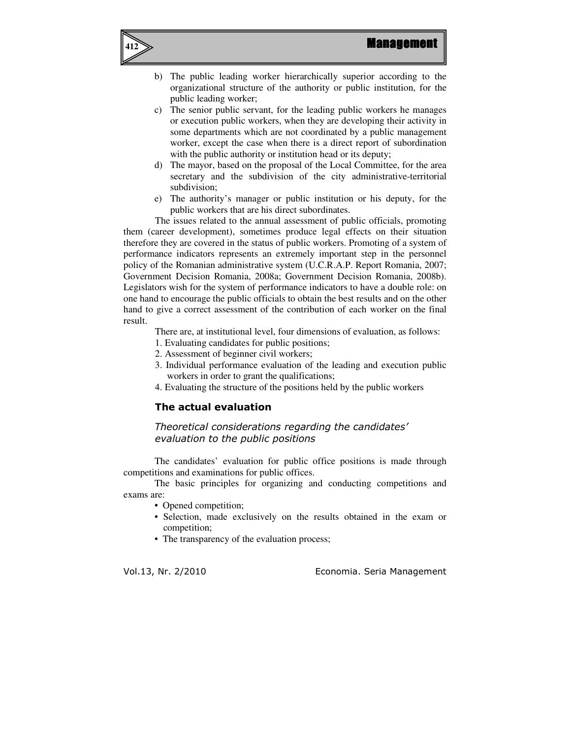b) The public leading worker hierarchically superior according to the organizational structure of the authority or public institution, for the public leading worker;
c) The senior public servant, for the leading public workers he manages or execution public workers, when they are developing their activity in some departments which are not coordinated by a public management worker, except the case when there is a direct report of subordination with the public authority or institution head or its deputy;
d) The mayor, based on the proposal of the Local Committee, for the area secretary and the subdivision of the city administrative-territorial subdivision;
e) The authority's manager or public institution or his deputy, for the public workers that are his direct subordinates.

The issues related to the annual assessment of public officials, promoting them (career development), sometimes produce legal effects on their situation therefore they are covered in the status of public workers. Promoting of a system of performance indicators represents an extremely important step in the personnel policy of the Romanian administrative system (U.C.R.A.P. Report Romania, 2007; Government Decision Romania, 2008a; Government Decision Romania, 2008b). Legislators wish for the system of performance indicators to have a double role: on one hand to encourage the public officials to obtain the best results and on the other hand to give a correct assessment of the contribution of each worker on the final result.

There are, at institutional level, four dimensions of evaluation, as follows:

1. Evaluating candidates for public positions;
2. Assessment of beginner civil workers;
3. Individual performance evaluation of the leading and execution public workers in order to grant the qualifications;
4. Evaluating the structure of the positions held by the public workers

## The actual evaluation

### *Theoretical considerations regarding the candidates' evaluation to the public positions*

The candidates' evaluation for public office positions is made through competitions and examinations for public offices.

The basic principles for organizing and conducting competitions and exams are:

- Opened competition;
- Selection, made exclusively on the results obtained in the exam or competition;
- The transparency of the evaluation process;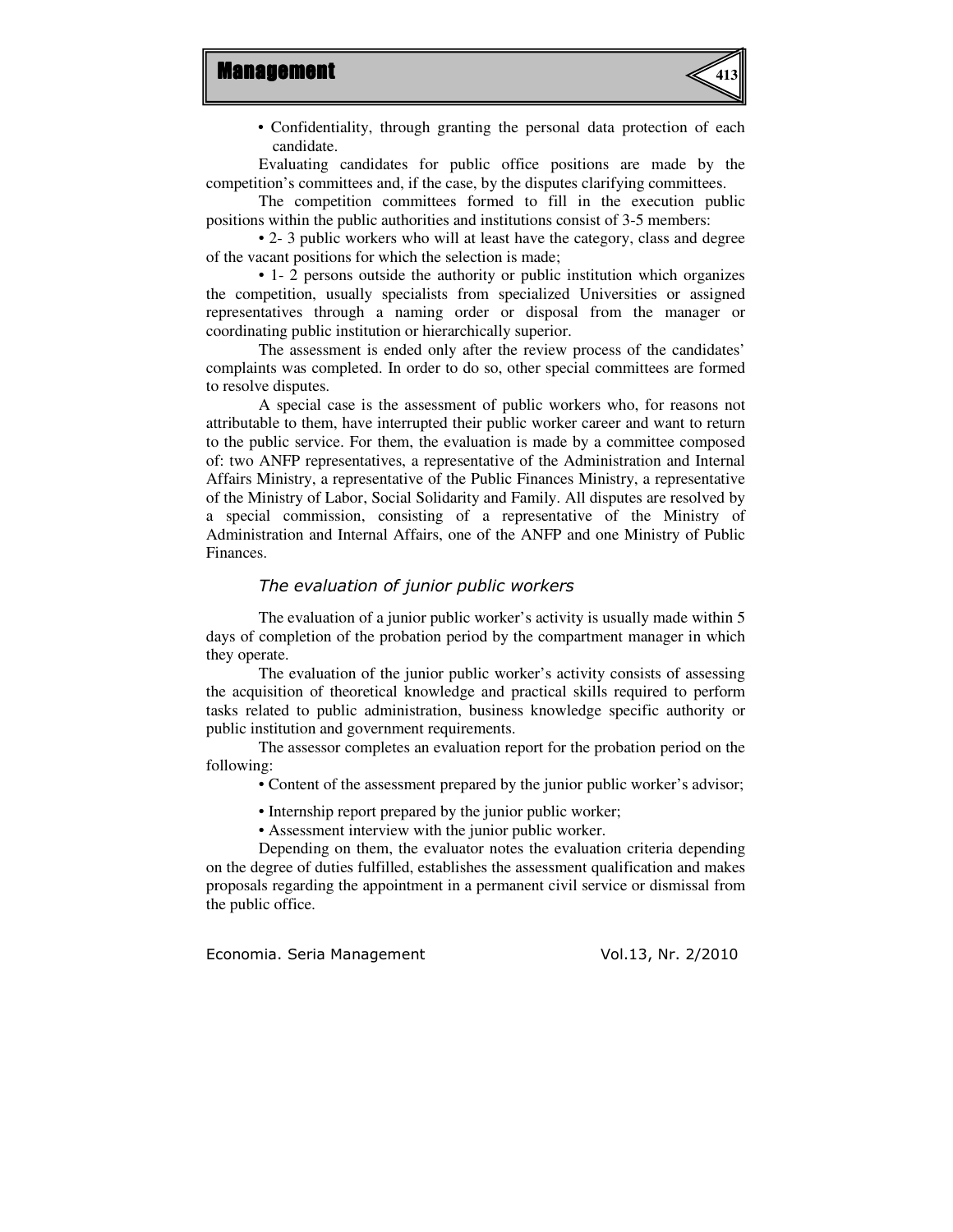- Confidentiality, through granting the personal data protection of each candidate.

Evaluating candidates for public office positions are made by the competition's committees and, if the case, by the disputes clarifying committees.

The competition committees formed to fill in the execution public positions within the public authorities and institutions consist of 3-5 members:

- 2- 3 public workers who will at least have the category, class and degree of the vacant positions for which the selection is made;
- 1- 2 persons outside the authority or public institution which organizes the competition, usually specialists from specialized Universities or assigned representatives through a naming order or disposal from the manager or coordinating public institution or hierarchically superior.

The assessment is ended only after the review process of the candidates' complaints was completed. In order to do so, other special committees are formed to resolve disputes.

A special case is the assessment of public workers who, for reasons not attributable to them, have interrupted their public worker career and want to return to the public service. For them, the evaluation is made by a committee composed of: two ANFP representatives, a representative of the Administration and Internal Affairs Ministry, a representative of the Public Finances Ministry, a representative of the Ministry of Labor, Social Solidarity and Family. All disputes are resolved by a special commission, consisting of a representative of the Ministry of Administration and Internal Affairs, one of the ANFP and one Ministry of Public Finances.

### *The evaluation of junior public workers*

The evaluation of a junior public worker's activity is usually made within 5 days of completion of the probation period by the compartment manager in which they operate.

The evaluation of the junior public worker's activity consists of assessing the acquisition of theoretical knowledge and practical skills required to perform tasks related to public administration, business knowledge specific authority or public institution and government requirements.

The assessor completes an evaluation report for the probation period on the following:

- Content of the assessment prepared by the junior public worker's advisor;
- Internship report prepared by the junior public worker;
- Assessment interview with the junior public worker.

Depending on them, the evaluator notes the evaluation criteria depending on the degree of duties fulfilled, establishes the assessment qualification and makes proposals regarding the appointment in a permanent civil service or dismissal from the public office.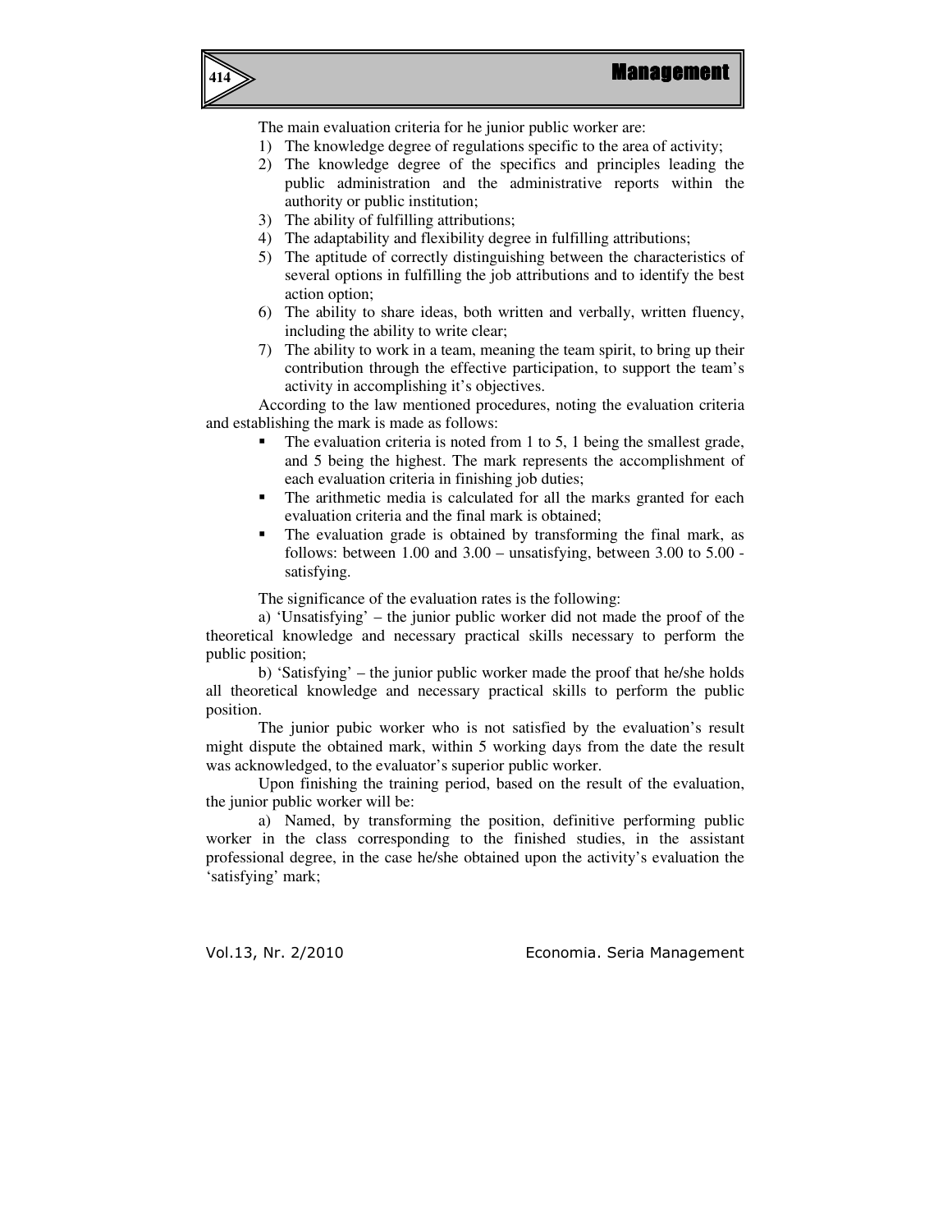The main evaluation criteria for he junior public worker are:

1) The knowledge degree of regulations specific to the area of activity;
2) The knowledge degree of the specifics and principles leading the public administration and the administrative reports within the authority or public institution;
3) The ability of fulfilling attributions;
4) The adaptability and flexibility degree in fulfilling attributions;
5) The aptitude of correctly distinguishing between the characteristics of several options in fulfilling the job attributions and to identify the best action option;
6) The ability to share ideas, both written and verbally, written fluency, including the ability to write clear;
7) The ability to work in a team, meaning the team spirit, to bring up their contribution through the effective participation, to support the team's activity in accomplishing it's objectives.

According to the law mentioned procedures, noting the evaluation criteria and establishing the mark is made as follows:

- The evaluation criteria is noted from 1 to 5, 1 being the smallest grade, and 5 being the highest. The mark represents the accomplishment of each evaluation criteria in finishing job duties;
- The arithmetic media is calculated for all the marks granted for each evaluation criteria and the final mark is obtained;
- The evaluation grade is obtained by transforming the final mark, as follows: between 1.00 and 3.00 – unsatisfying, between 3.00 to 5.00 - satisfying.

The significance of the evaluation rates is the following:

a) 'Unsatisfying' – the junior public worker did not made the proof of the theoretical knowledge and necessary practical skills necessary to perform the public position;

b) 'Satisfying' – the junior public worker made the proof that he/she holds all theoretical knowledge and necessary practical skills to perform the public position.

The junior pubic worker who is not satisfied by the evaluation's result might dispute the obtained mark, within 5 working days from the date the result was acknowledged, to the evaluator's superior public worker.

Upon finishing the training period, based on the result of the evaluation, the junior public worker will be:

a) Named, by transforming the position, definitive performing public worker in the class corresponding to the finished studies, in the assistant professional degree, in the case he/she obtained upon the activity's evaluation the 'satisfying' mark;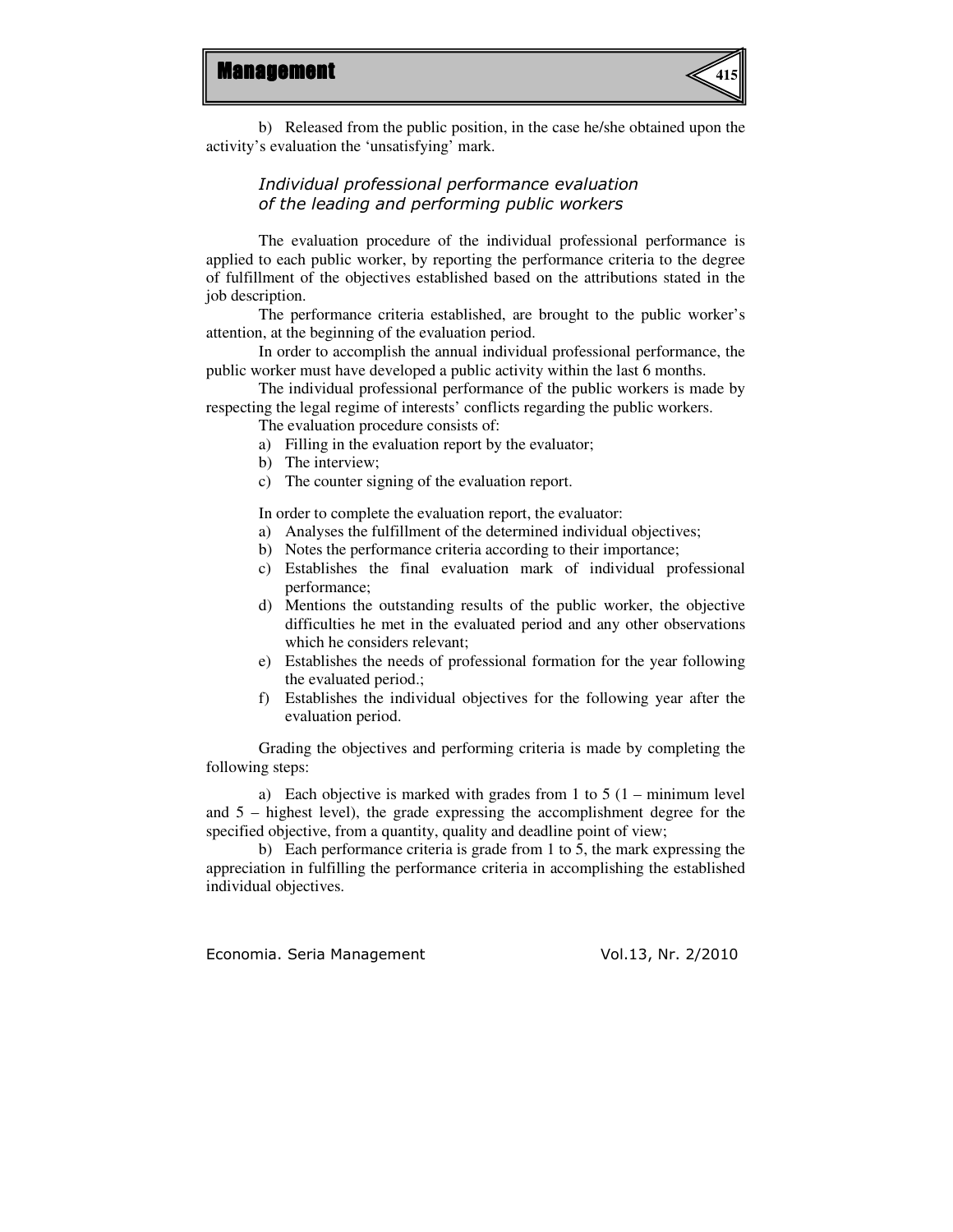b) Released from the public position, in the case he/she obtained upon the activity's evaluation the 'unsatisfying' mark.

### *Individual professional performance evaluation of the leading and performing public workers*

The evaluation procedure of the individual professional performance is applied to each public worker, by reporting the performance criteria to the degree of fulfillment of the objectives established based on the attributions stated in the job description.

The performance criteria established, are brought to the public worker's attention, at the beginning of the evaluation period.

In order to accomplish the annual individual professional performance, the public worker must have developed a public activity within the last 6 months.

The individual professional performance of the public workers is made by respecting the legal regime of interests' conflicts regarding the public workers.

The evaluation procedure consists of:

a) Filling in the evaluation report by the evaluator;
b) The interview;
c) The counter signing of the evaluation report.

In order to complete the evaluation report, the evaluator:

a) Analyses the fulfillment of the determined individual objectives;
b) Notes the performance criteria according to their importance;
c) Establishes the final evaluation mark of individual professional performance;
d) Mentions the outstanding results of the public worker, the objective difficulties he met in the evaluated period and any other observations which he considers relevant;
e) Establishes the needs of professional formation for the year following the evaluated period.;
f) Establishes the individual objectives for the following year after the evaluation period.

Grading the objectives and performing criteria is made by completing the following steps:

a) Each objective is marked with grades from 1 to 5 (1 – minimum level and 5 – highest level), the grade expressing the accomplishment degree for the specified objective, from a quantity, quality and deadline point of view;

b) Each performance criteria is grade from 1 to 5, the mark expressing the appreciation in fulfilling the performance criteria in accomplishing the established individual objectives.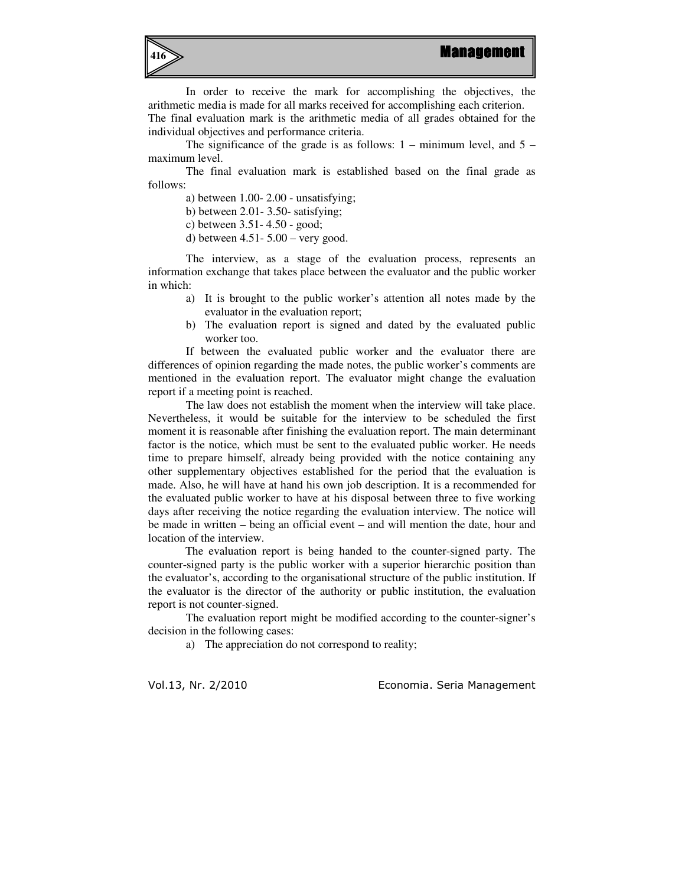In order to receive the mark for accomplishing the objectives, the arithmetic media is made for all marks received for accomplishing each criterion. The final evaluation mark is the arithmetic media of all grades obtained for the individual objectives and performance criteria.

The significance of the grade is as follows: 1 – minimum level, and 5 – maximum level.

The final evaluation mark is established based on the final grade as follows:

a) between 1.00- 2.00 - unsatisfying;

b) between 2.01- 3.50- satisfying;

c) between 3.51- 4.50 - good;

d) between 4.51- 5.00 – very good.

The interview, as a stage of the evaluation process, represents an information exchange that takes place between the evaluator and the public worker in which:

a) It is brought to the public worker's attention all notes made by the evaluator in the evaluation report;
b) The evaluation report is signed and dated by the evaluated public worker too.

If between the evaluated public worker and the evaluator there are differences of opinion regarding the made notes, the public worker's comments are mentioned in the evaluation report. The evaluator might change the evaluation report if a meeting point is reached.

The law does not establish the moment when the interview will take place. Nevertheless, it would be suitable for the interview to be scheduled the first moment it is reasonable after finishing the evaluation report. The main determinant factor is the notice, which must be sent to the evaluated public worker. He needs time to prepare himself, already being provided with the notice containing any other supplementary objectives established for the period that the evaluation is made. Also, he will have at hand his own job description. It is a recommended for the evaluated public worker to have at his disposal between three to five working days after receiving the notice regarding the evaluation interview. The notice will be made in written – being an official event – and will mention the date, hour and location of the interview.

The evaluation report is being handed to the counter-signed party. The counter-signed party is the public worker with a superior hierarchic position than the evaluator's, according to the organisational structure of the public institution. If the evaluator is the director of the authority or public institution, the evaluation report is not counter-signed.

The evaluation report might be modified according to the counter-signer's decision in the following cases:

a) The appreciation do not correspond to reality;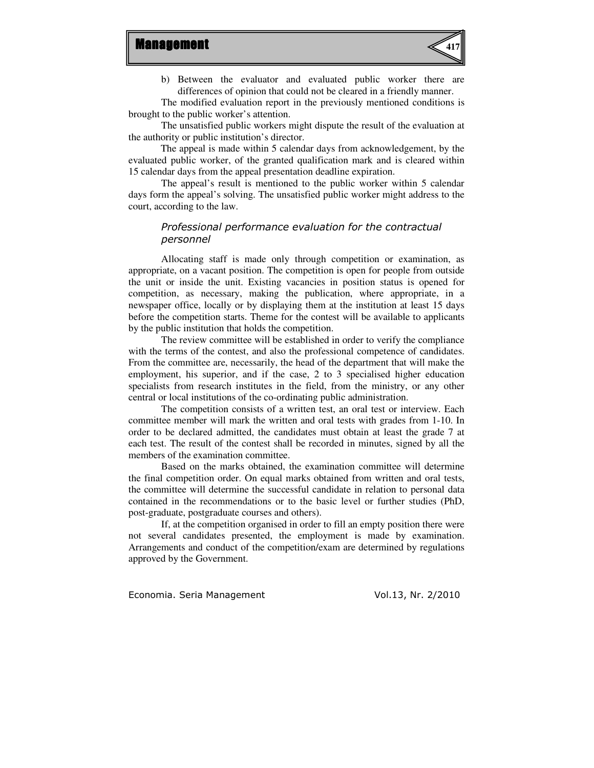b) Between the evaluator and evaluated public worker there are differences of opinion that could not be cleared in a friendly manner.

The modified evaluation report in the previously mentioned conditions is brought to the public worker's attention.

The unsatisfied public workers might dispute the result of the evaluation at the authority or public institution's director.

The appeal is made within 5 calendar days from acknowledgement, by the evaluated public worker, of the granted qualification mark and is cleared within 15 calendar days from the appeal presentation deadline expiration.

The appeal's result is mentioned to the public worker within 5 calendar days form the appeal's solving. The unsatisfied public worker might address to the court, according to the law.

### *Professional performance evaluation for the contractual personnel*

Allocating staff is made only through competition or examination, as appropriate, on a vacant position. The competition is open for people from outside the unit or inside the unit. Existing vacancies in position status is opened for competition, as necessary, making the publication, where appropriate, in a newspaper office, locally or by displaying them at the institution at least 15 days before the competition starts. Theme for the contest will be available to applicants by the public institution that holds the competition.

The review committee will be established in order to verify the compliance with the terms of the contest, and also the professional competence of candidates. From the committee are, necessarily, the head of the department that will make the employment, his superior, and if the case, 2 to 3 specialised higher education specialists from research institutes in the field, from the ministry, or any other central or local institutions of the co-ordinating public administration.

The competition consists of a written test, an oral test or interview. Each committee member will mark the written and oral tests with grades from 1-10. In order to be declared admitted, the candidates must obtain at least the grade 7 at each test. The result of the contest shall be recorded in minutes, signed by all the members of the examination committee.

Based on the marks obtained, the examination committee will determine the final competition order. On equal marks obtained from written and oral tests, the committee will determine the successful candidate in relation to personal data contained in the recommendations or to the basic level or further studies (PhD, post-graduate, postgraduate courses and others).

If, at the competition organised in order to fill an empty position there were not several candidates presented, the employment is made by examination. Arrangements and conduct of the competition/exam are determined by regulations approved by the Government.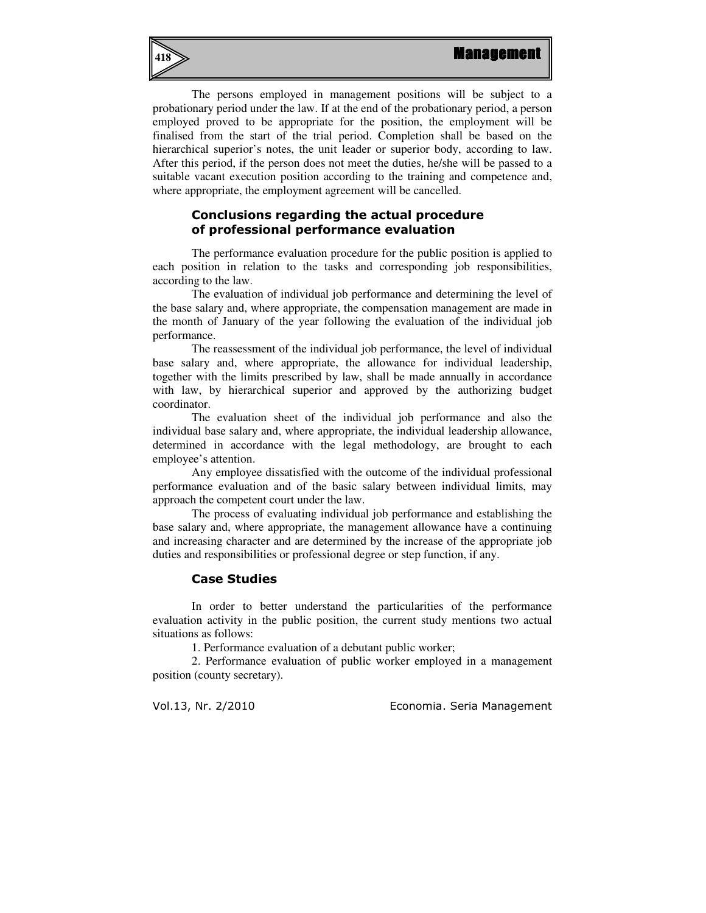The persons employed in management positions will be subject to a probationary period under the law. If at the end of the probationary period, a person employed proved to be appropriate for the position, the employment will be finalised from the start of the trial period. Completion shall be based on the hierarchical superior's notes, the unit leader or superior body, according to law. After this period, if the person does not meet the duties, he/she will be passed to a suitable vacant execution position according to the training and competence and, where appropriate, the employment agreement will be cancelled.

## Conclusions regarding the actual procedure of professional performance evaluation

The performance evaluation procedure for the public position is applied to each position in relation to the tasks and corresponding job responsibilities, according to the law.

The evaluation of individual job performance and determining the level of the base salary and, where appropriate, the compensation management are made in the month of January of the year following the evaluation of the individual job performance.

The reassessment of the individual job performance, the level of individual base salary and, where appropriate, the allowance for individual leadership, together with the limits prescribed by law, shall be made annually in accordance with law, by hierarchical superior and approved by the authorizing budget coordinator.

The evaluation sheet of the individual job performance and also the individual base salary and, where appropriate, the individual leadership allowance, determined in accordance with the legal methodology, are brought to each employee's attention.

Any employee dissatisfied with the outcome of the individual professional performance evaluation and of the basic salary between individual limits, may approach the competent court under the law.

The process of evaluating individual job performance and establishing the base salary and, where appropriate, the management allowance have a continuing and increasing character and are determined by the increase of the appropriate job duties and responsibilities or professional degree or step function, if any.

## Case Studies

In order to better understand the particularities of the performance evaluation activity in the public position, the current study mentions two actual situations as follows:

1. Performance evaluation of a debutant public worker;
2. Performance evaluation of public worker employed in a management position (county secretary).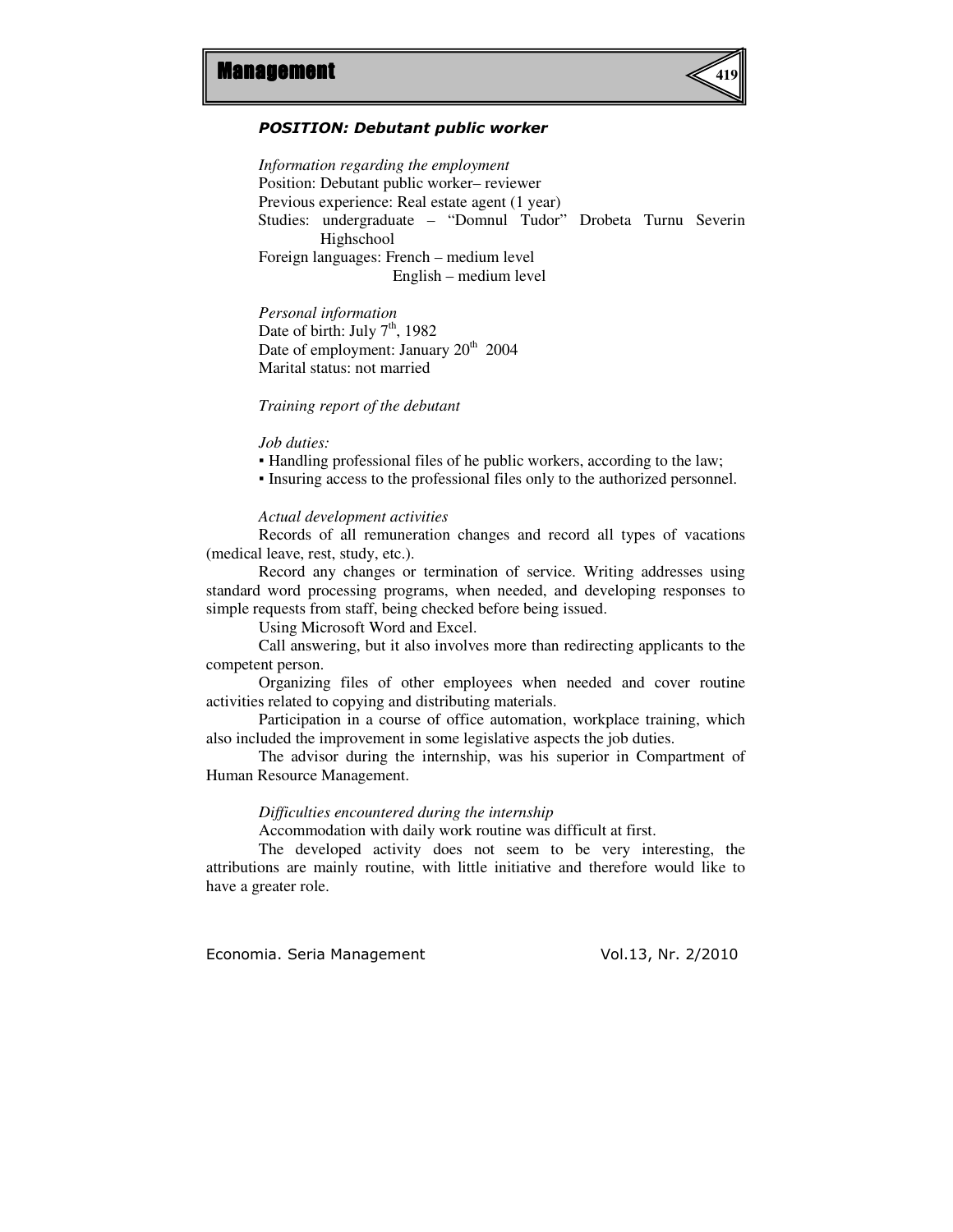***POSITION: Debutant public worker***

*Information regarding the employment*

Position: Debutant public worker– reviewer

Previous experience: Real estate agent (1 year)

Studies: undergraduate – "Domnul Tudor" Drobeta Turnu Severin Highschool

Foreign languages: French – medium level
English – medium level

*Personal information*

Date of birth: July 7th, 1982

Date of employment: January 20th 2004

Marital status: not married

*Training report of the debutant*

*Job duties:*

▪ Handling professional files of he public workers, according to the law;

▪ Insuring access to the professional files only to the authorized personnel.

*Actual development activities*

Records of all remuneration changes and record all types of vacations (medical leave, rest, study, etc.).

Record any changes or termination of service. Writing addresses using standard word processing programs, when needed, and developing responses to simple requests from staff, being checked before being issued.

Using Microsoft Word and Excel.

Call answering, but it also involves more than redirecting applicants to the competent person.

Organizing files of other employees when needed and cover routine activities related to copying and distributing materials.

Participation in a course of office automation, workplace training, which also included the improvement in some legislative aspects the job duties.

The advisor during the internship, was his superior in Compartment of Human Resource Management.

*Difficulties encountered during the internship*

Accommodation with daily work routine was difficult at first.

The developed activity does not seem to be very interesting, the attributions are mainly routine, with little initiative and therefore would like to have a greater role.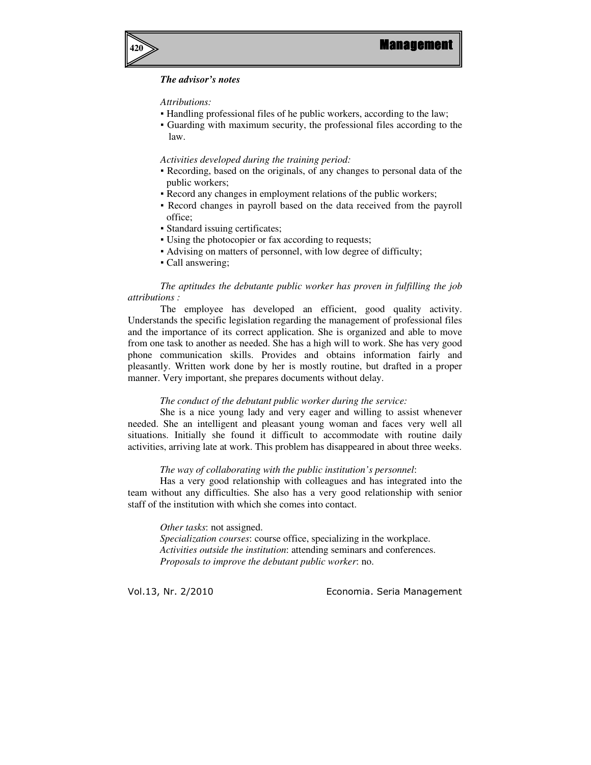***The advisor's notes***

*Attributions:*

- Handling professional files of he public workers, according to the law;
- Guarding with maximum security, the professional files according to the law.

*Activities developed during the training period:*

- Recording, based on the originals, of any changes to personal data of the public workers;
- Record any changes in employment relations of the public workers;
- Record changes in payroll based on the data received from the payroll office;
- Standard issuing certificates;
- Using the photocopier or fax according to requests;
- Advising on matters of personnel, with low degree of difficulty;
- Call answering;

*The aptitudes the debutante public worker has proven in fulfilling the job attributions :*

The employee has developed an efficient, good quality activity. Understands the specific legislation regarding the management of professional files and the importance of its correct application. She is organized and able to move from one task to another as needed. She has a high will to work. She has very good phone communication skills. Provides and obtains information fairly and pleasantly. Written work done by her is mostly routine, but drafted in a proper manner. Very important, she prepares documents without delay.

*The conduct of the debutant public worker during the service:*

She is a nice young lady and very eager and willing to assist whenever needed. She an intelligent and pleasant young woman and faces very well all situations. Initially she found it difficult to accommodate with routine daily activities, arriving late at work. This problem has disappeared in about three weeks.

*The way of collaborating with the public institution's personnel*:

Has a very good relationship with colleagues and has integrated into the team without any difficulties. She also has a very good relationship with senior staff of the institution with which she comes into contact.

*Other tasks*: not assigned.

*Specialization courses*: course office, specializing in the workplace.

*Activities outside the institution*: attending seminars and conferences.

*Proposals to improve the debutant public worker*: no.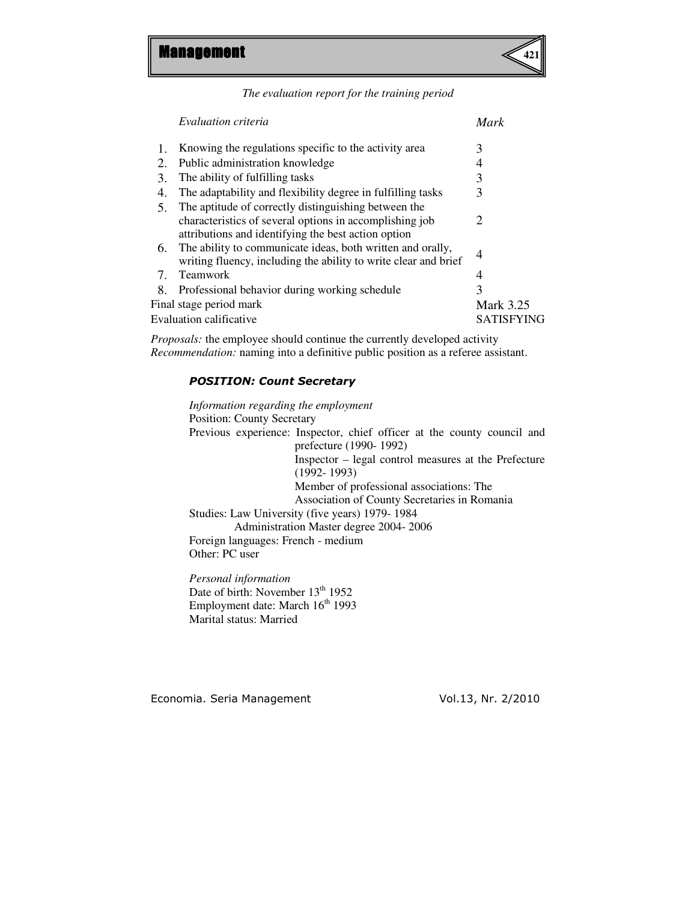*The evaluation report for the training period*

| | *Evaluation criteria* | *Mark* |
|---|---|---|
| 1. | Knowing the regulations specific to the activity area | 3 |
| 2. | Public administration knowledge | 4 |
| 3. | The ability of fulfilling tasks | 3 |
| 4. | The adaptability and flexibility degree in fulfilling tasks | 3 |
| 5. | The aptitude of correctly distinguishing between the characteristics of several options in accomplishing job attributions and identifying the best action option | 2 |
| 6. | The ability to communicate ideas, both written and orally, writing fluency, including the ability to write clear and brief | 4 |
| 7. | Teamwork | 4 |
| 8. | Professional behavior during working schedule | 3 |
| Final stage period mark | | Mark 3.25 |
| Evaluation calificative | | SATISFYING |

*Proposals:* the employee should continue the currently developed activity
*Recommendation:* naming into a definitive public position as a referee assistant.

***POSITION: Count Secretary***

*Information regarding the employment*
Position: County Secretary
Previous experience: Inspector, chief officer at the county council and prefecture (1990- 1992)
Inspector – legal control measures at the Prefecture (1992- 1993)
Member of professional associations: The Association of County Secretaries in Romania
Studies: Law University (five years) 1979- 1984
Administration Master degree 2004- 2006
Foreign languages: French - medium
Other: PC user

*Personal information*
Date of birth: November 13th 1952
Employment date: March 16th 1993
Marital status: Married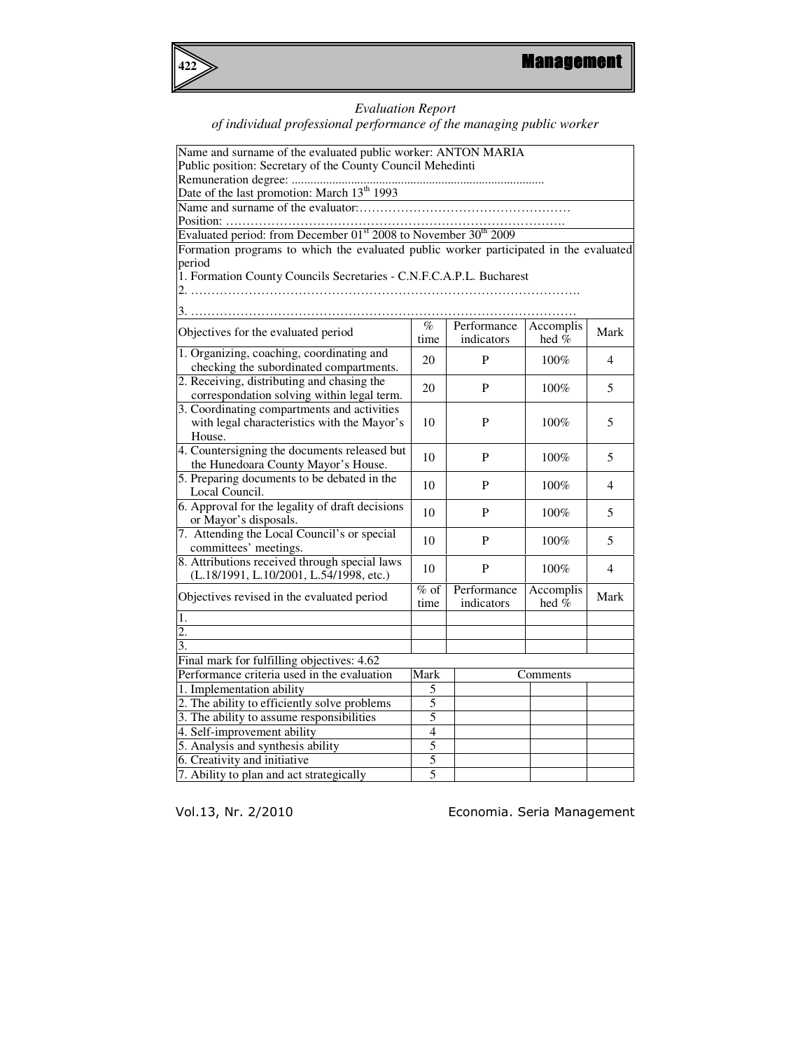*Evaluation Report*
*of individual professional performance of the managing public worker*

| Name and surname of the evaluated public worker: ANTON MARIA<br>Public position: Secretary of the County Council Mehedinti<br>Remuneration degree: ................................................................................<br>Date of the last promotion: March 13th 1993 | | | | |
|---|---|---|---|---|
| Name and surname of the evaluator:……………………………………………<br>Position: …………………………………………………………………………. | | | | |
| Evaluated period: from December 01st 2008 to November 30th 2009 | | | | |
| Formation programs to which the evaluated public worker participated in the evaluated period<br>1. Formation County Councils Secretaries - C.N.F.C.A.P.L. Bucharest<br>2. ……………………………………………………………………………….<br>3. ………………………………………………………………………………. | | | | |
| Objectives for the evaluated period | % time | Performance indicators | Accomplished % | Mark |
| 1. Organizing, coaching, coordinating and checking the subordinated compartments. | 20 | P | 100% | 4 |
| 2. Receiving, distributing and chasing the correspondation solving within legal term. | 20 | P | 100% | 5 |
| 3. Coordinating compartments and activities with legal characteristics with the Mayor's House. | 10 | P | 100% | 5 |
| 4. Countersigning the documents released but the Hunedoara County Mayor's House. | 10 | P | 100% | 5 |
| 5. Preparing documents to be debated in the Local Council. | 10 | P | 100% | 4 |
| 6. Approval for the legality of draft decisions or Mayor's disposals. | 10 | P | 100% | 5 |
| 7. Attending the Local Council's or special committees' meetings. | 10 | P | 100% | 5 |
| 8. Attributions received through special laws (L.18/1991, L.10/2001, L.54/1998, etc.) | 10 | P | 100% | 4 |
| Objectives revised in the evaluated period | % of time | Performance indicators | Accomplished % | Mark |
| 1. | | | | |
| 2. | | | | |
| 3. | | | | |
| Final mark for fulfilling objectives: 4.62 | | | | |
| Performance criteria used in the evaluation | Mark | Comments | | |
| 1. Implementation ability | 5 | | | |
| 2. The ability to efficiently solve problems | 5 | | | |
| 3. The ability to assume responsibilities | 5 | | | |
| 4. Self-improvement ability | 4 | | | |
| 5. Analysis and synthesis ability | 5 | | | |
| 6. Creativity and initiative | 5 | | | |
| 7. Ability to plan and act strategically | 5 | | | |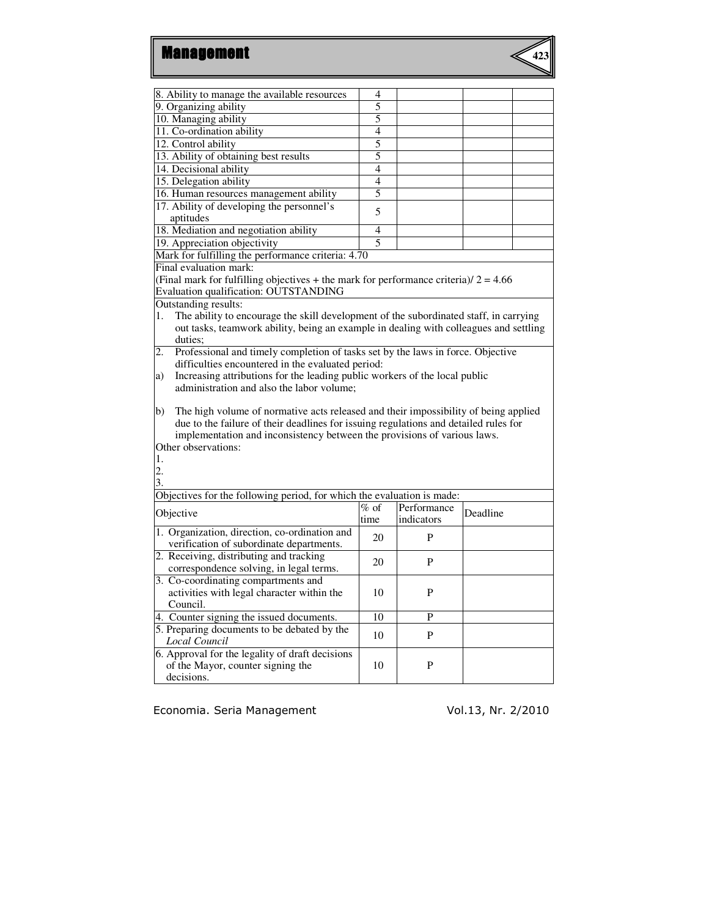| | | | | |
|---|---|---|---|---|
| 8. Ability to manage the available resources | 4 | | | |
| 9. Organizing ability | 5 | | | |
| 10. Managing ability | 5 | | | |
| 11. Co-ordination ability | 4 | | | |
| 12. Control ability | 5 | | | |
| 13. Ability of obtaining best results | 5 | | | |
| 14. Decisional ability | 4 | | | |
| 15. Delegation ability | 4 | | | |
| 16. Human resources management ability | 5 | | | |
| 17. Ability of developing the personnel's aptitudes | 5 | | | |
| 18. Mediation and negotiation ability | 4 | | | |
| 19. Appreciation objectivity | 5 | | | |

Mark for fulfilling the performance criteria: 4.70

Final evaluation mark:
(Final mark for fulfilling objectives + the mark for performance criteria)/ 2 = 4.66
Evaluation qualification: OUTSTANDING

Outstanding results:

1. The ability to encourage the skill development of the subordinated staff, in carrying out tasks, teamwork ability, being an example in dealing with colleagues and settling duties;
2. Professional and timely completion of tasks set by the laws in force. Objective difficulties encountered in the evaluated period:

a) Increasing attributions for the leading public workers of the local public administration and also the labor volume;

b) The high volume of normative acts released and their impossibility of being applied due to the failure of their deadlines for issuing regulations and detailed rules for implementation and inconsistency between the provisions of various laws.

Other observations:

1.
2.
3.

Objectives for the following period, for which the evaluation is made:

| Objective | % of time | Performance indicators | Deadline |
|---|---|---|---|
| 1. Organization, direction, co-ordination and verification of subordinate departments. | 20 | P | |
| 2. Receiving, distributing and tracking correspondence solving, in legal terms. | 20 | P | |
| 3. Co-coordinating compartments and activities with legal character within the Council. | 10 | P | |
| 4. Counter signing the issued documents. | 10 | P | |
| 5. Preparing documents to be debated by the *Local Council* | 10 | P | |
| 6. Approval for the legality of draft decisions of the Mayor, counter signing the decisions. | 10 | P | |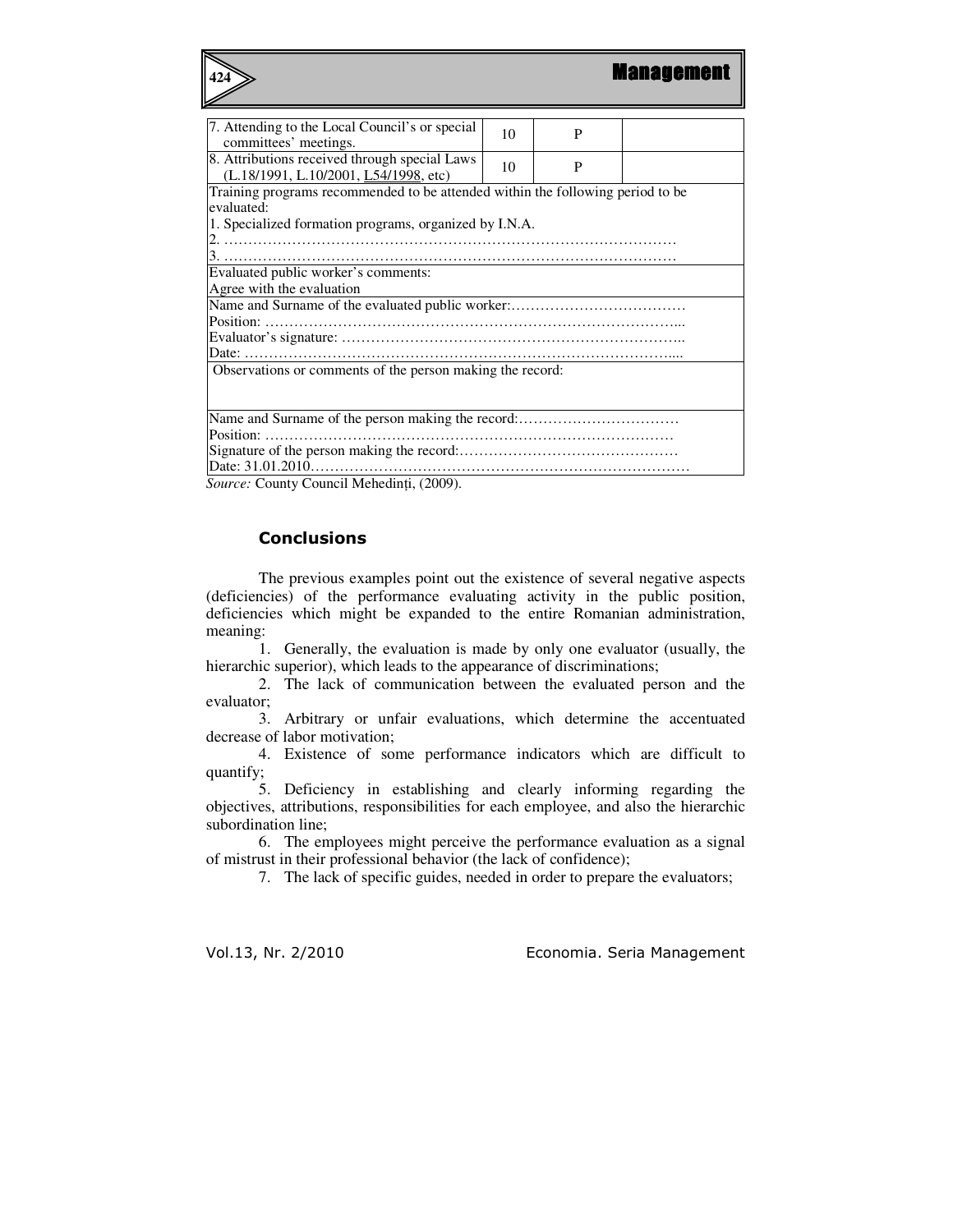| | | | |
|---|---|---|---|
| 7. Attending to the Local Council's or special committees' meetings. | 10 | P | |
| 8. Attributions received through special Laws (L.18/1991, L.10/2001, L54/1998, etc) | 10 | P | |
| Training programs recommended to be attended within the following period to be evaluated:<br>1. Specialized formation programs, organized by I.N.A.<br>2. ………………………………………………………………………………<br>3. ……………………………………………………………………………… | | | |
| Evaluated public worker's comments:<br>Agree with the evaluation | | | |
| Name and Surname of the evaluated public worker:………………………………<br>Position: ……………………………………………………………………………...<br>Evaluator's signature: ……………………………………………………………..<br>Date: ……………………………………………………………………………….... | | | |
| Observations or comments of the person making the record: | | | |
| Name and Surname of the person making the record:……………………………<br>Position: ……………………………………………………………………………<br>Signature of the person making the record:………………………………………<br>Date: 31.01.2010………………………………………………………………………… | | | |

*Source:* County Council Mehedinți, (2009).

## Conclusions

The previous examples point out the existence of several negative aspects (deficiencies) of the performance evaluating activity in the public position, deficiencies which might be expanded to the entire Romanian administration, meaning:

1. Generally, the evaluation is made by only one evaluator (usually, the hierarchic superior), which leads to the appearance of discriminations;
2. The lack of communication between the evaluated person and the evaluator;
3. Arbitrary or unfair evaluations, which determine the accentuated decrease of labor motivation;
4. Existence of some performance indicators which are difficult to quantify;
5. Deficiency in establishing and clearly informing regarding the objectives, attributions, responsibilities for each employee, and also the hierarchic subordination line;
6. The employees might perceive the performance evaluation as a signal of mistrust in their professional behavior (the lack of confidence);
7. The lack of specific guides, needed in order to prepare the evaluators;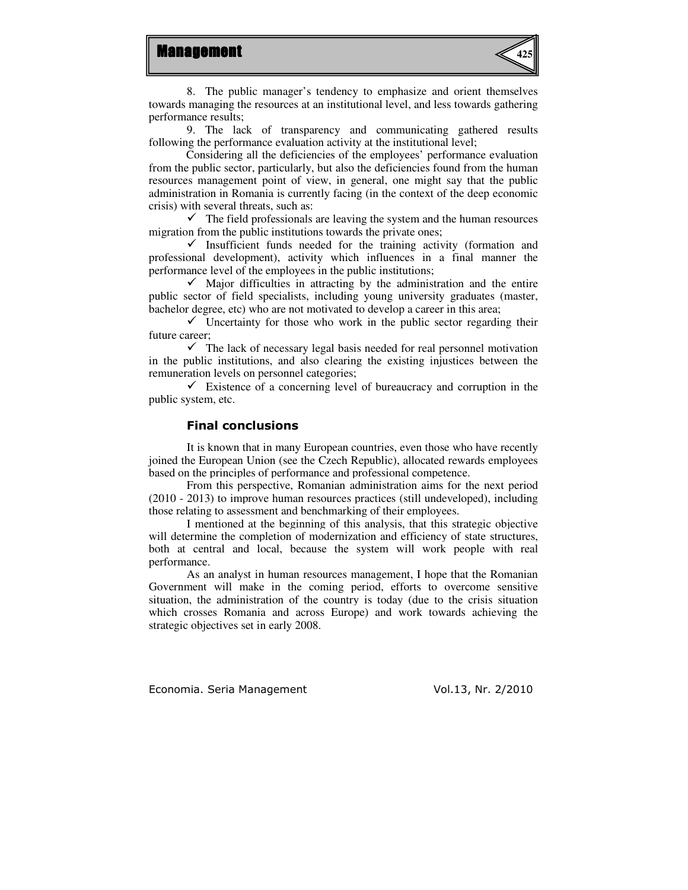8. The public manager's tendency to emphasize and orient themselves towards managing the resources at an institutional level, and less towards gathering performance results;

9. The lack of transparency and communicating gathered results following the performance evaluation activity at the institutional level;

Considering all the deficiencies of the employees' performance evaluation from the public sector, particularly, but also the deficiencies found from the human resources management point of view, in general, one might say that the public administration in Romania is currently facing (in the context of the deep economic crisis) with several threats, such as:

- ✓ The field professionals are leaving the system and the human resources migration from the public institutions towards the private ones;
- ✓ Insufficient funds needed for the training activity (formation and professional development), activity which influences in a final manner the performance level of the employees in the public institutions;
- ✓ Major difficulties in attracting by the administration and the entire public sector of field specialists, including young university graduates (master, bachelor degree, etc) who are not motivated to develop a career in this area;
- ✓ Uncertainty for those who work in the public sector regarding their future career;
- ✓ The lack of necessary legal basis needed for real personnel motivation in the public institutions, and also clearing the existing injustices between the remuneration levels on personnel categories;
- ✓ Existence of a concerning level of bureaucracy and corruption in the public system, etc.

## Final conclusions

It is known that in many European countries, even those who have recently joined the European Union (see the Czech Republic), allocated rewards employees based on the principles of performance and professional competence.

From this perspective, Romanian administration aims for the next period (2010 - 2013) to improve human resources practices (still undeveloped), including those relating to assessment and benchmarking of their employees.

I mentioned at the beginning of this analysis, that this strategic objective will determine the completion of modernization and efficiency of state structures, both at central and local, because the system will work people with real performance.

As an analyst in human resources management, I hope that the Romanian Government will make in the coming period, efforts to overcome sensitive situation, the administration of the country is today (due to the crisis situation which crosses Romania and across Europe) and work towards achieving the strategic objectives set in early 2008.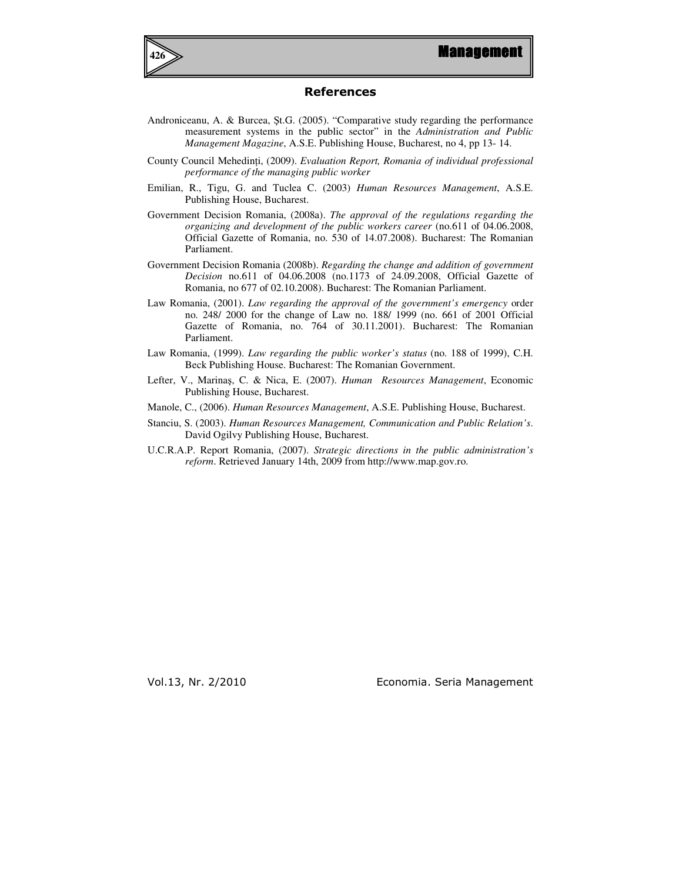## References

Androniceanu, A. & Burcea, Şt.G. (2005). "Comparative study regarding the performance measurement systems in the public sector" in the *Administration and Public Management Magazine*, A.S.E. Publishing House, Bucharest, no 4, pp 13- 14.

County Council Mehedinți, (2009). *Evaluation Report, Romania of individual professional performance of the managing public worker*

Emilian, R., Tigu, G. and Tuclea C. (2003) *Human Resources Management*, A.S.E. Publishing House, Bucharest.

Government Decision Romania, (2008a). *The approval of the regulations regarding the organizing and development of the public workers career* (no.611 of 04.06.2008, Official Gazette of Romania, no. 530 of 14.07.2008). Bucharest: The Romanian Parliament.

Government Decision Romania (2008b). *Regarding the change and addition of government Decision* no.611 of 04.06.2008 (no.1173 of 24.09.2008, Official Gazette of Romania, no 677 of 02.10.2008). Bucharest: The Romanian Parliament.

Law Romania, (2001). *Law regarding the approval of the government's emergency* order no. 248/ 2000 for the change of Law no. 188/ 1999 (no. 661 of 2001 Official Gazette of Romania, no. 764 of 30.11.2001). Bucharest: The Romanian Parliament.

Law Romania, (1999). *Law regarding the public worker's status* (no. 188 of 1999), C.H. Beck Publishing House. Bucharest: The Romanian Government.

Lefter, V., Marinaş, C. & Nica, E. (2007). *Human Resources Management*, Economic Publishing House, Bucharest.

Manole, C., (2006). *Human Resources Management*, A.S.E. Publishing House, Bucharest.

Stanciu, S. (2003). *Human Resources Management, Communication and Public Relation's*. David Ogilvy Publishing House, Bucharest.

U.C.R.A.P. Report Romania, (2007). *Strategic directions in the public administration's reform*. Retrieved January 14th, 2009 from http://www.map.gov.ro.